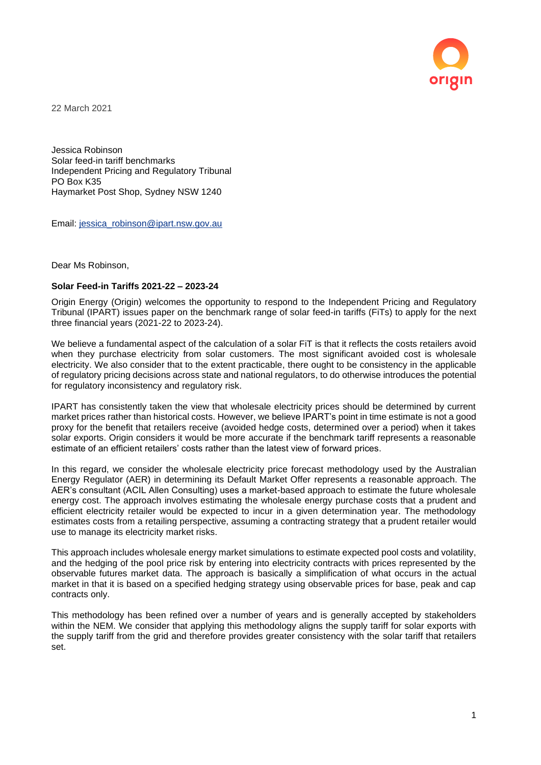22 March 2021

Jessica Robinson
Solar feed-in tariff benchmarks
Independent Pricing and Regulatory Tribunal
PO Box K35
Haymarket Post Shop, Sydney NSW 1240

Email: jessica_robinson@ipart.nsw.gov.au

Dear Ms Robinson,

**Solar Feed-in Tariffs 2021-22 – 2023-24**

Origin Energy (Origin) welcomes the opportunity to respond to the Independent Pricing and Regulatory Tribunal (IPART) issues paper on the benchmark range of solar feed-in tariffs (FiTs) to apply for the next three financial years (2021-22 to 2023-24).

We believe a fundamental aspect of the calculation of a solar FiT is that it reflects the costs retailers avoid when they purchase electricity from solar customers. The most significant avoided cost is wholesale electricity. We also consider that to the extent practicable, there ought to be consistency in the applicable of regulatory pricing decisions across state and national regulators, to do otherwise introduces the potential for regulatory inconsistency and regulatory risk.

IPART has consistently taken the view that wholesale electricity prices should be determined by current market prices rather than historical costs. However, we believe IPART's point in time estimate is not a good proxy for the benefit that retailers receive (avoided hedge costs, determined over a period) when it takes solar exports. Origin considers it would be more accurate if the benchmark tariff represents a reasonable estimate of an efficient retailers' costs rather than the latest view of forward prices.

In this regard, we consider the wholesale electricity price forecast methodology used by the Australian Energy Regulator (AER) in determining its Default Market Offer represents a reasonable approach. The AER's consultant (ACIL Allen Consulting) uses a market-based approach to estimate the future wholesale energy cost. The approach involves estimating the wholesale energy purchase costs that a prudent and efficient electricity retailer would be expected to incur in a given determination year. The methodology estimates costs from a retailing perspective, assuming a contracting strategy that a prudent retailer would use to manage its electricity market risks.

This approach includes wholesale energy market simulations to estimate expected pool costs and volatility, and the hedging of the pool price risk by entering into electricity contracts with prices represented by the observable futures market data. The approach is basically a simplification of what occurs in the actual market in that it is based on a specified hedging strategy using observable prices for base, peak and cap contracts only.

This methodology has been refined over a number of years and is generally accepted by stakeholders within the NEM. We consider that applying this methodology aligns the supply tariff for solar exports with the supply tariff from the grid and therefore provides greater consistency with the solar tariff that retailers set.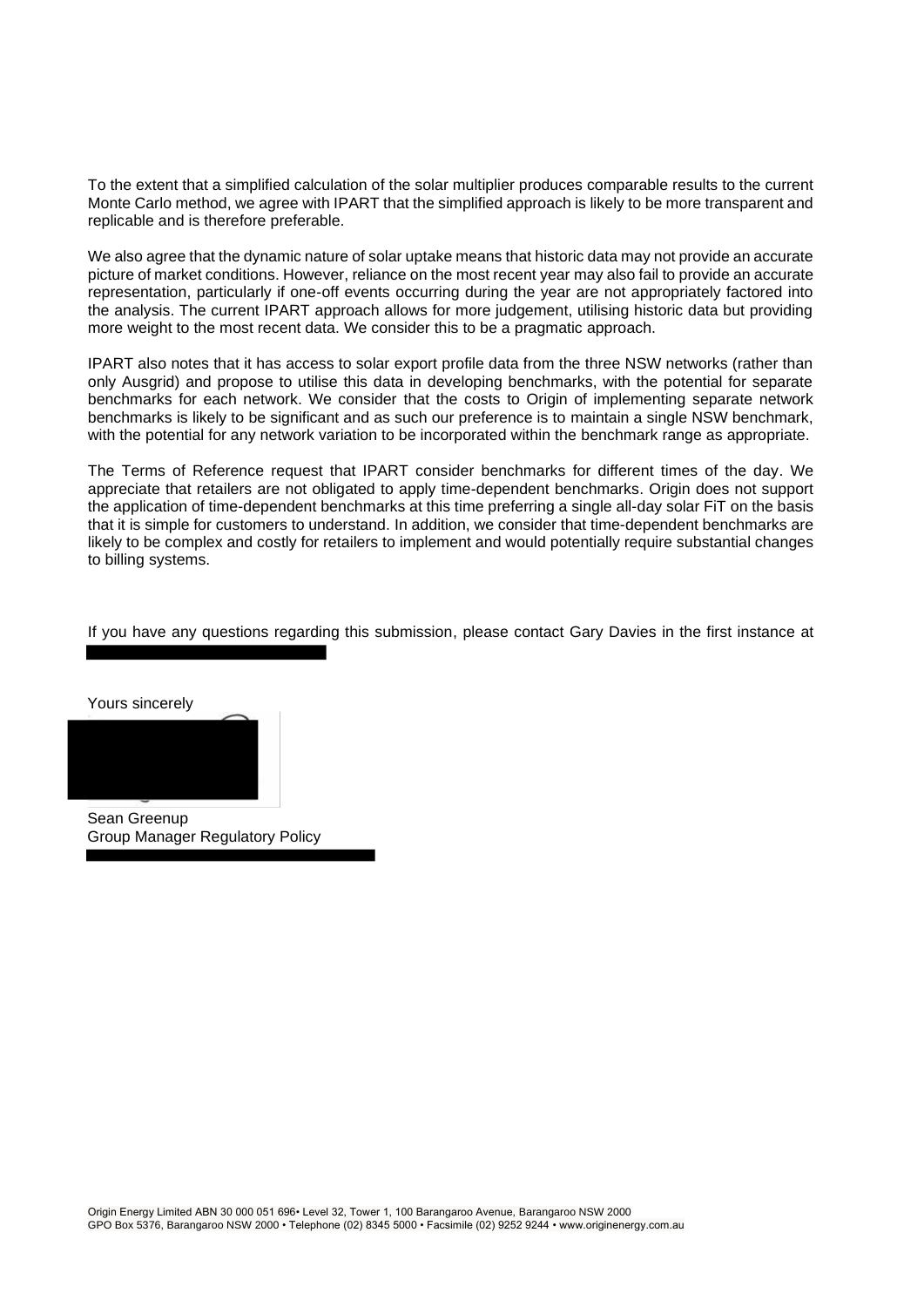To the extent that a simplified calculation of the solar multiplier produces comparable results to the current Monte Carlo method, we agree with IPART that the simplified approach is likely to be more transparent and replicable and is therefore preferable.

We also agree that the dynamic nature of solar uptake means that historic data may not provide an accurate picture of market conditions. However, reliance on the most recent year may also fail to provide an accurate representation, particularly if one-off events occurring during the year are not appropriately factored into the analysis. The current IPART approach allows for more judgement, utilising historic data but providing more weight to the most recent data. We consider this to be a pragmatic approach.

IPART also notes that it has access to solar export profile data from the three NSW networks (rather than only Ausgrid) and propose to utilise this data in developing benchmarks, with the potential for separate benchmarks for each network. We consider that the costs to Origin of implementing separate network benchmarks is likely to be significant and as such our preference is to maintain a single NSW benchmark, with the potential for any network variation to be incorporated within the benchmark range as appropriate.

The Terms of Reference request that IPART consider benchmarks for different times of the day. We appreciate that retailers are not obligated to apply time-dependent benchmarks. Origin does not support the application of time-dependent benchmarks at this time preferring a single all-day solar FiT on the basis that it is simple for customers to understand. In addition, we consider that time-dependent benchmarks are likely to be complex and costly for retailers to implement and would potentially require substantial changes to billing systems.

If you have any questions regarding this submission, please contact Gary Davies in the first instance at

Yours sincerely

Sean Greenup
Group Manager Regulatory Policy

Origin Energy Limited ABN 30 000 051 696• Level 32, Tower 1, 100 Barangaroo Avenue, Barangaroo NSW 2000
GPO Box 5376, Barangaroo NSW 2000 • Telephone (02) 8345 5000 • Facsimile (02) 9252 9244 • www.originenergy.com.au